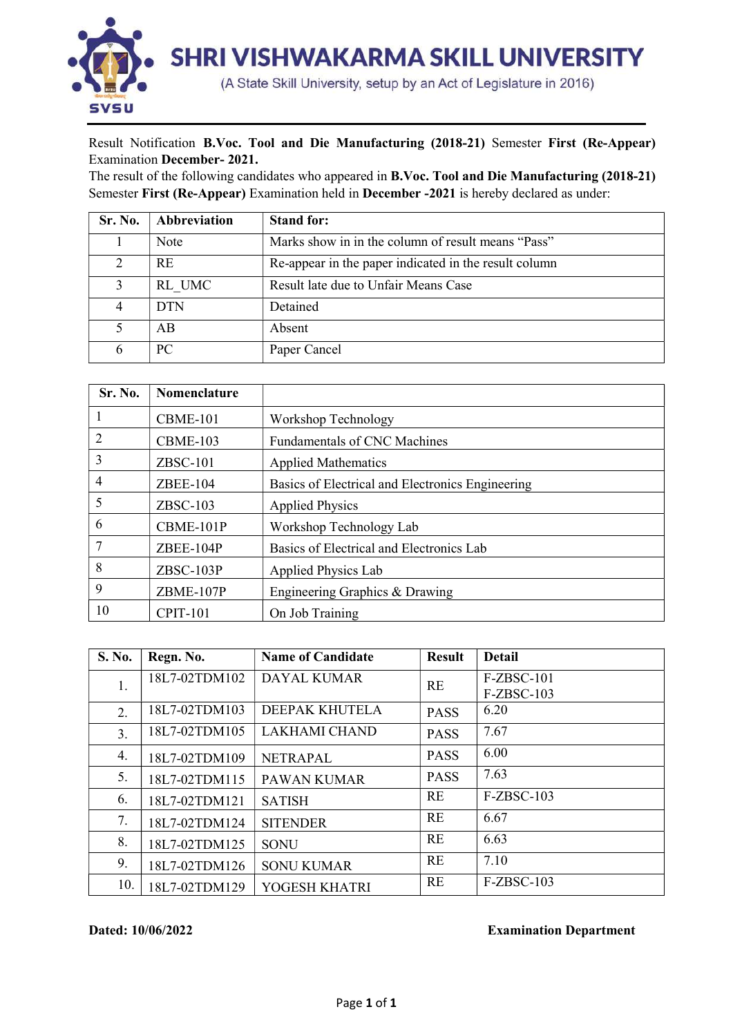# SHRI VISHWAKARMA SKILL UNIVERSITY

(A State Skill University, setup by an Act of Legislature in 2016)

SVSU

Result Notification **B.Voc. Tool and Die Manufacturing (2018-21)** Semester **First (Re-Appear)** Examination **December- 2021.**

The result of the following candidates who appeared in **B.Voc. Tool and Die Manufacturing (2018-21)** Semester **First (Re-Appear)** Examination held in **December -2021** is hereby declared as under:

| Sr. No. | Abbreviation | Stand for: |
|---|---|---|
| 1 | Note | Marks show in in the column of result means "Pass" |
| 2 | RE | Re-appear in the paper indicated in the result column |
| 3 | RL_UMC | Result late due to Unfair Means Case |
| 4 | DTN | Detained |
| 5 | AB | Absent |
| 6 | PC | Paper Cancel |

| Sr. No. | Nomenclature | |
|---|---|---|
| 1 | CBME-101 | Workshop Technology |
| 2 | CBME-103 | Fundamentals of CNC Machines |
| 3 | ZBSC-101 | Applied Mathematics |
| 4 | ZBEE-104 | Basics of Electrical and Electronics Engineering |
| 5 | ZBSC-103 | Applied Physics |
| 6 | CBME-101P | Workshop Technology Lab |
| 7 | ZBEE-104P | Basics of Electrical and Electronics Lab |
| 8 | ZBSC-103P | Applied Physics Lab |
| 9 | ZBME-107P | Engineering Graphics & Drawing |
| 10 | CPIT-101 | On Job Training |

| S. No. | Regn. No. | Name of Candidate | Result | Detail |
|---|---|---|---|---|
| 1. | 18L7-02TDM102 | DAYAL KUMAR | RE | F-ZBSC-101<br>F-ZBSC-103 |
| 2. | 18L7-02TDM103 | DEEPAK KHUTELA | PASS | 6.20 |
| 3. | 18L7-02TDM105 | LAKHAMI CHAND | PASS | 7.67 |
| 4. | 18L7-02TDM109 | NETRAPAL | PASS | 6.00 |
| 5. | 18L7-02TDM115 | PAWAN KUMAR | PASS | 7.63 |
| 6. | 18L7-02TDM121 | SATISH | RE | F-ZBSC-103 |
| 7. | 18L7-02TDM124 | SITENDER | RE | 6.67 |
| 8. | 18L7-02TDM125 | SONU | RE | 6.63 |
| 9. | 18L7-02TDM126 | SONU KUMAR | RE | 7.10 |
| 10. | 18L7-02TDM129 | YOGESH KHATRI | RE | F-ZBSC-103 |

**Dated: 10/06/2022** **Examination Department**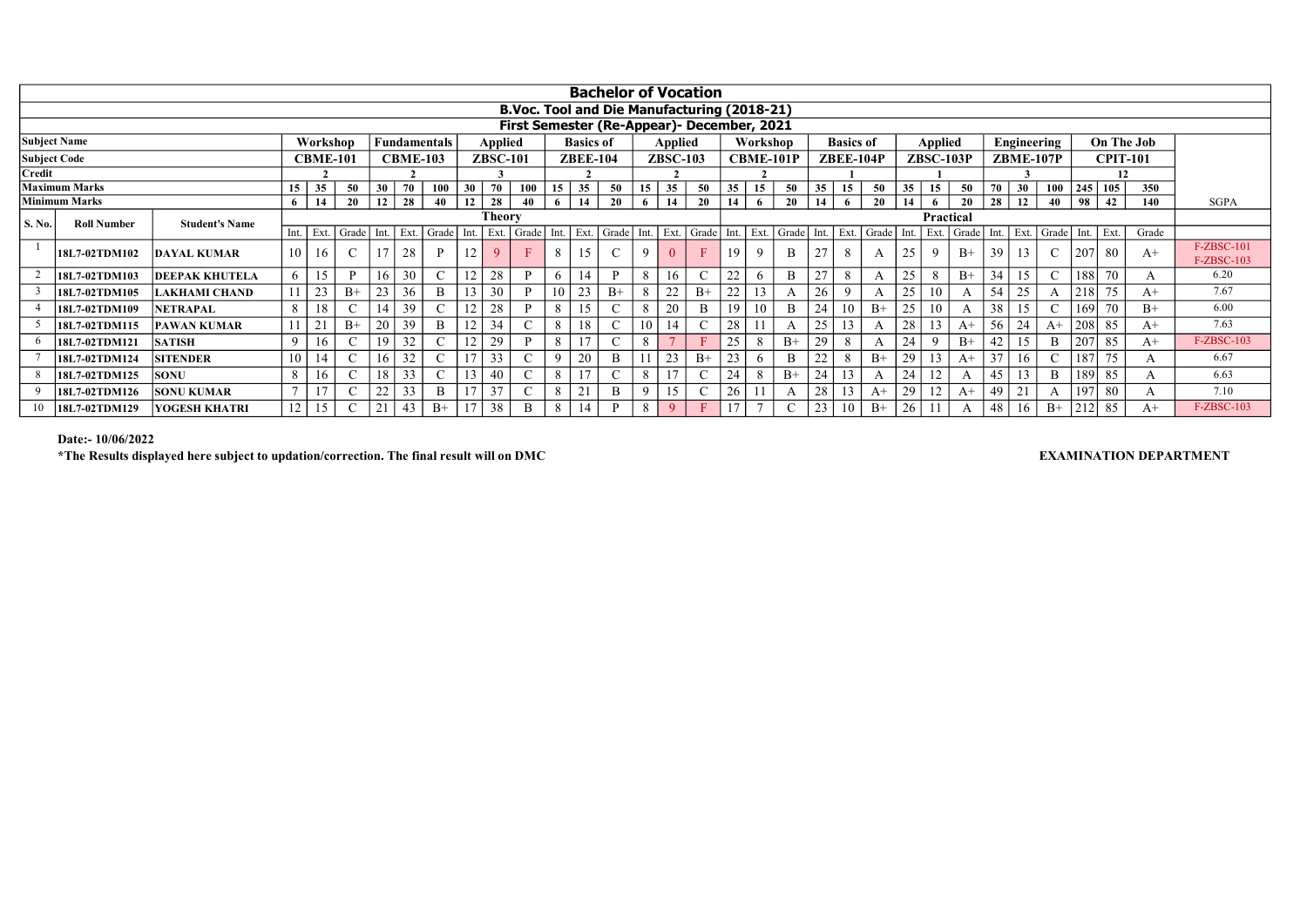# Bachelor of Vocation

## B.Voc. Tool and Die Manufacturing (2018-21)

### First Semester (Re-Appear)- December, 2021

| Subject Name | | | Workshop | | | Fundamentals | | | Applied | | | Basics of | | | Applied | | | Workshop | | | Basics of | | | Applied | | | Engineering | | | On The Job | | | |
|---|---|---|---|---|---|---|---|---|---|---|---|---|---|---|---|---|---|---|---|---|---|---|---|---|---|---|---|---|---|---|---|---|---|
| Subject Code | | | CBME-101 | | | CBME-103 | | | ZBSC-101 | | | ZBEE-104 | | | ZBSC-103 | | | CBME-101P | | | ZBEE-104P | | | ZBSC-103P | | | ZBME-107P | | | CPIT-101 | | | |
| Credit | | | 2 | | | 2 | | | 3 | | | 2 | | | 2 | | | 2 | | | 1 | | | 1 | | | 3 | | | 12 | | | |
| Maximum Marks | | | 15 | 35 | 50 | 30 | 70 | 100 | 30 | 70 | 100 | 15 | 35 | 50 | 15 | 35 | 50 | 35 | 15 | 50 | 35 | 15 | 50 | 35 | 15 | 50 | 70 | 30 | 100 | 245 | 105 | 350 | |
| Minimum Marks | | | 6 | 14 | 20 | 12 | 28 | 40 | 12 | 28 | 40 | 6 | 14 | 20 | 6 | 14 | 20 | 14 | 6 | 20 | 14 | 6 | 20 | 14 | 6 | 20 | 28 | 12 | 40 | 98 | 42 | 140 | SGPA |
| S. No. | Roll Number | Student's Name | Theory | | | | | | | | | | | | | | | Practical | | | | | | | | | | | | | | | |
| | | | Int. | Ext. | Grade | Int. | Ext. | Grade | Int. | Ext. | Grade | Int. | Ext. | Grade | Int. | Ext. | Grade | Int. | Ext. | Grade | Int. | Ext. | Grade | Int. | Ext. | Grade | Int. | Ext. | Grade | Int. | Ext. | Grade | |
| 1 | 18L7-02TDM102 | DAYAL KUMAR | 10 | 16 | C | 17 | 28 | P | 12 | 9 | F | 8 | 15 | C | 9 | 0 | F | 19 | 9 | B | 27 | 8 | A | 25 | 9 | B+ | 39 | 13 | C | 207 | 80 | A+ | F-ZBSC-101 F-ZBSC-103 |
| 2 | 18L7-02TDM103 | DEEPAK KHUTELA | 6 | 15 | P | 16 | 30 | C | 12 | 28 | P | 6 | 14 | P | 8 | 16 | C | 22 | 6 | B | 27 | 8 | A | 25 | 8 | B+ | 34 | 15 | C | 188 | 70 | A | 6.20 |
| 3 | 18L7-02TDM105 | LAKHAMI CHAND | 11 | 23 | B+ | 23 | 36 | B | 13 | 30 | P | 10 | 23 | B+ | 8 | 22 | B+ | 22 | 13 | A | 26 | 9 | A | 25 | 10 | A | 54 | 25 | A | 218 | 75 | A+ | 7.67 |
| 4 | 18L7-02TDM109 | NETRAPAL | 8 | 18 | C | 14 | 39 | C | 12 | 28 | P | 8 | 15 | C | 8 | 20 | B | 19 | 10 | B | 24 | 10 | B+ | 25 | 10 | A | 38 | 15 | C | 169 | 70 | B+ | 6.00 |
| 5 | 18L7-02TDM115 | PAWAN KUMAR | 11 | 21 | B+ | 20 | 39 | B | 12 | 34 | C | 8 | 18 | C | 10 | 14 | C | 28 | 11 | A | 25 | 13 | A | 28 | 13 | A+ | 56 | 24 | A+ | 208 | 85 | A+ | 7.63 |
| 6 | 18L7-02TDM121 | SATISH | 9 | 16 | C | 19 | 32 | C | 12 | 29 | P | 8 | 17 | C | 8 | 7 | F | 25 | 8 | B+ | 29 | 8 | A | 24 | 9 | B+ | 42 | 15 | B | 207 | 85 | A+ | F-ZBSC-103 |
| 7 | 18L7-02TDM124 | SITENDER | 10 | 14 | C | 16 | 32 | C | 17 | 33 | C | 9 | 20 | B | 11 | 23 | B+ | 23 | 6 | B | 22 | 8 | B+ | 29 | 13 | A+ | 37 | 16 | C | 187 | 75 | A | 6.67 |
| 8 | 18L7-02TDM125 | SONU | 8 | 16 | C | 18 | 33 | C | 13 | 40 | C | 8 | 17 | C | 8 | 17 | C | 24 | 8 | B+ | 24 | 13 | A | 24 | 12 | A | 45 | 13 | B | 189 | 85 | A | 6.63 |
| 9 | 18L7-02TDM126 | SONU KUMAR | 7 | 17 | C | 22 | 33 | B | 17 | 37 | C | 8 | 21 | B | 9 | 15 | C | 26 | 11 | A | 28 | 13 | A+ | 29 | 12 | A+ | 49 | 21 | A | 197 | 80 | A | 7.10 |
| 10 | 18L7-02TDM129 | YOGESH KHATRI | 12 | 15 | C | 21 | 43 | B+ | 17 | 38 | B | 8 | 14 | P | 8 | 9 | F | 17 | 7 | C | 23 | 10 | B+ | 26 | 11 | A | 48 | 16 | B+ | 212 | 85 | A+ | F-ZBSC-103 |

**Date:- 10/06/2022**

**\*The Results displayed here subject to updation/correction. The final result will on DMC**

**EXAMINATION DEPARTMENT**